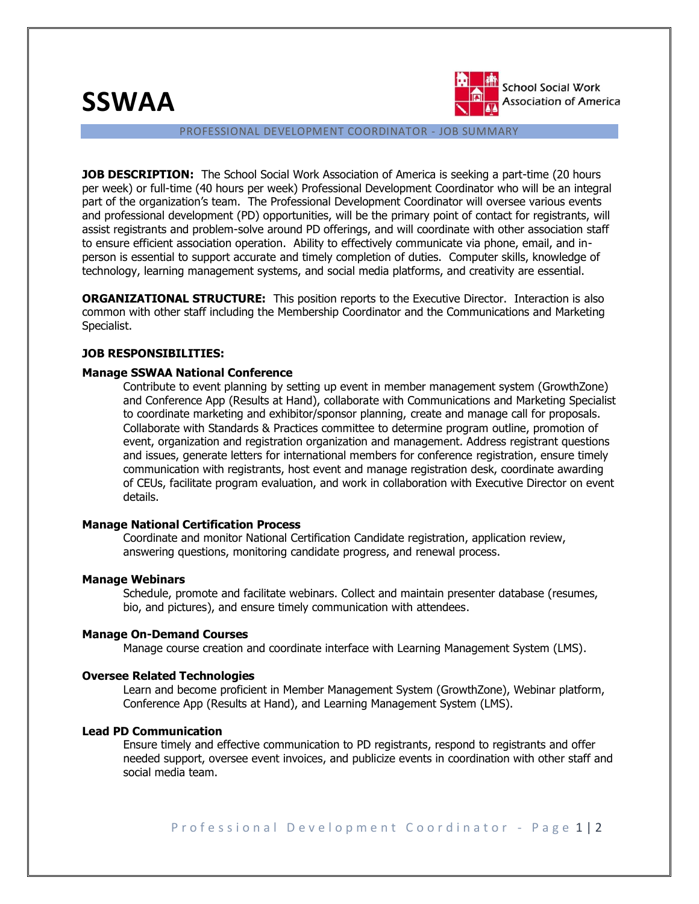# SSWAA

School Social Work Association of America

## PROFESSIONAL DEVELOPMENT COORDINATOR - JOB SUMMARY

**JOB DESCRIPTION:** The School Social Work Association of America is seeking a part-time (20 hours per week) or full-time (40 hours per week) Professional Development Coordinator who will be an integral part of the organization's team. The Professional Development Coordinator will oversee various events and professional development (PD) opportunities, will be the primary point of contact for registrants, will assist registrants and problem-solve around PD offerings, and will coordinate with other association staff to ensure efficient association operation. Ability to effectively communicate via phone, email, and in-person is essential to support accurate and timely completion of duties. Computer skills, knowledge of technology, learning management systems, and social media platforms, and creativity are essential.

**ORGANIZATIONAL STRUCTURE:** This position reports to the Executive Director. Interaction is also common with other staff including the Membership Coordinator and the Communications and Marketing Specialist.

**JOB RESPONSIBILITIES:**

**Manage SSWAA National Conference**

Contribute to event planning by setting up event in member management system (GrowthZone) and Conference App (Results at Hand), collaborate with Communications and Marketing Specialist to coordinate marketing and exhibitor/sponsor planning, create and manage call for proposals. Collaborate with Standards & Practices committee to determine program outline, promotion of event, organization and registration organization and management. Address registrant questions and issues, generate letters for international members for conference registration, ensure timely communication with registrants, host event and manage registration desk, coordinate awarding of CEUs, facilitate program evaluation, and work in collaboration with Executive Director on event details.

**Manage National Certification Process**

Coordinate and monitor National Certification Candidate registration, application review, answering questions, monitoring candidate progress, and renewal process.

**Manage Webinars**

Schedule, promote and facilitate webinars. Collect and maintain presenter database (resumes, bio, and pictures), and ensure timely communication with attendees.

**Manage On-Demand Courses**

Manage course creation and coordinate interface with Learning Management System (LMS).

**Oversee Related Technologies**

Learn and become proficient in Member Management System (GrowthZone), Webinar platform, Conference App (Results at Hand), and Learning Management System (LMS).

**Lead PD Communication**

Ensure timely and effective communication to PD registrants, respond to registrants and offer needed support, oversee event invoices, and publicize events in coordination with other staff and social media team.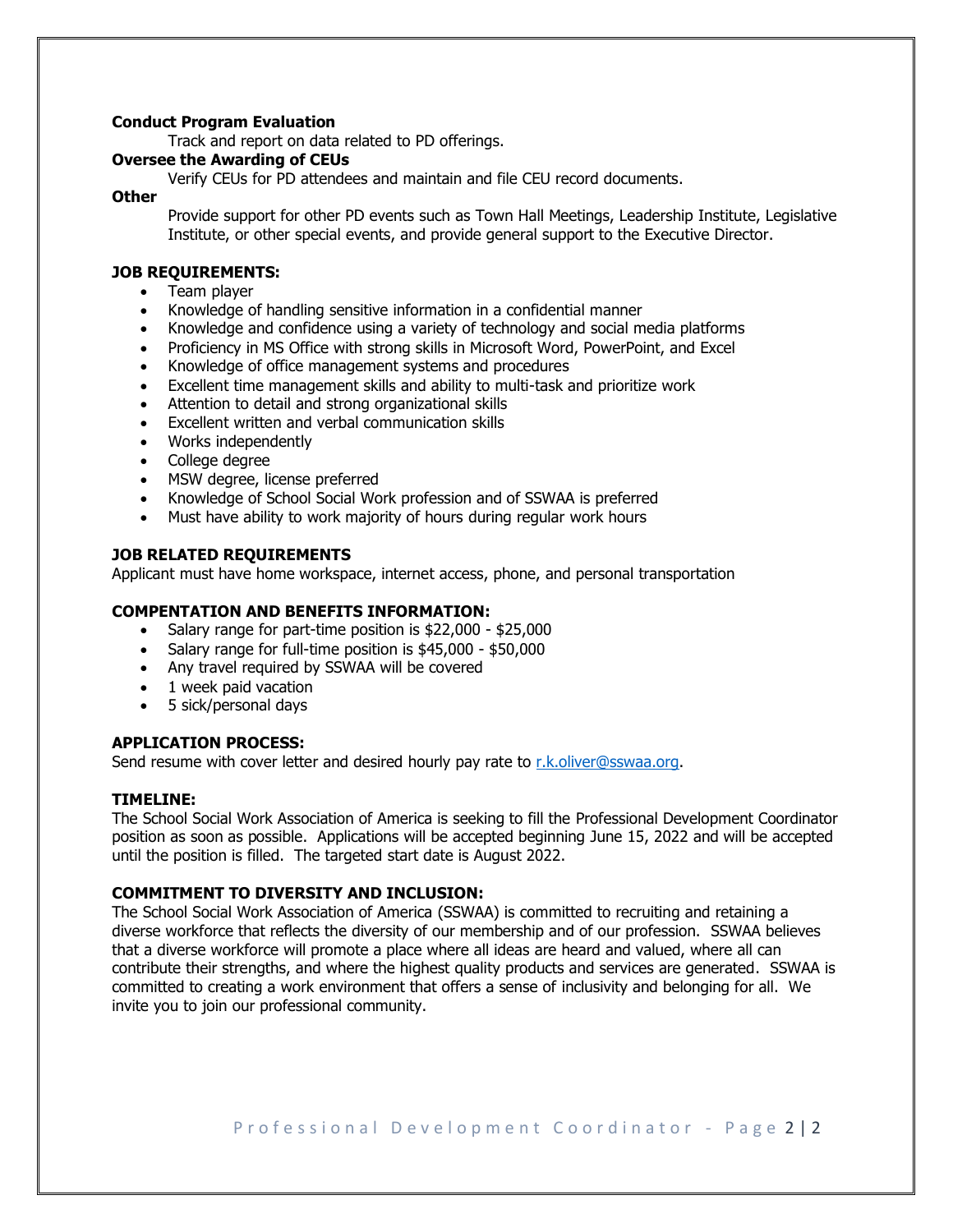**Conduct Program Evaluation**

Track and report on data related to PD offerings.

**Oversee the Awarding of CEUs**

Verify CEUs for PD attendees and maintain and file CEU record documents.

**Other**

Provide support for other PD events such as Town Hall Meetings, Leadership Institute, Legislative Institute, or other special events, and provide general support to the Executive Director.

**JOB REQUIREMENTS:**

- Team player
- Knowledge of handling sensitive information in a confidential manner
- Knowledge and confidence using a variety of technology and social media platforms
- Proficiency in MS Office with strong skills in Microsoft Word, PowerPoint, and Excel
- Knowledge of office management systems and procedures
- Excellent time management skills and ability to multi-task and prioritize work
- Attention to detail and strong organizational skills
- Excellent written and verbal communication skills
- Works independently
- College degree
- MSW degree, license preferred
- Knowledge of School Social Work profession and of SSWAA is preferred
- Must have ability to work majority of hours during regular work hours

**JOB RELATED REQUIREMENTS**

Applicant must have home workspace, internet access, phone, and personal transportation

**COMPENTATION AND BENEFITS INFORMATION:**

- Salary range for part-time position is $22,000 - $25,000
- Salary range for full-time position is $45,000 - $50,000
- Any travel required by SSWAA will be covered
- 1 week paid vacation
- 5 sick/personal days

**APPLICATION PROCESS:**

Send resume with cover letter and desired hourly pay rate to r.k.oliver@sswaa.org.

**TIMELINE:**

The School Social Work Association of America is seeking to fill the Professional Development Coordinator position as soon as possible. Applications will be accepted beginning June 15, 2022 and will be accepted until the position is filled. The targeted start date is August 2022.

**COMMITMENT TO DIVERSITY AND INCLUSION:**

The School Social Work Association of America (SSWAA) is committed to recruiting and retaining a diverse workforce that reflects the diversity of our membership and of our profession. SSWAA believes that a diverse workforce will promote a place where all ideas are heard and valued, where all can contribute their strengths, and where the highest quality products and services are generated. SSWAA is committed to creating a work environment that offers a sense of inclusivity and belonging for all. We invite you to join our professional community.